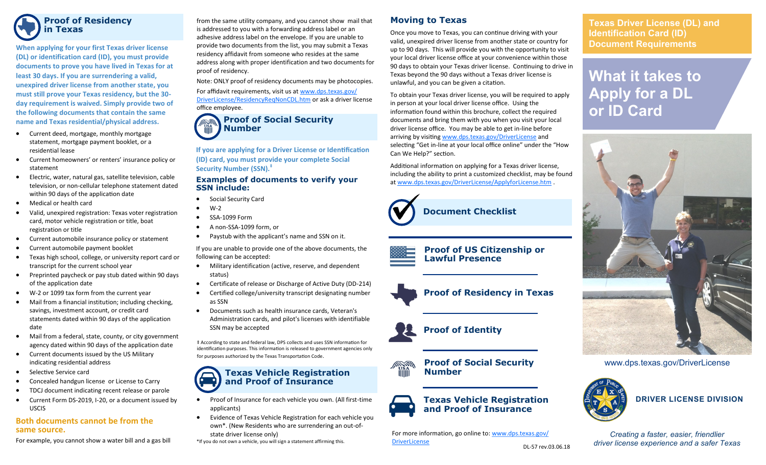## Proof of Residency in Texas

**When applying for your first Texas driver license (DL) or identification card (ID), you must provide documents to prove you have lived in Texas for at least 30 days. If you are surrendering a valid, unexpired driver license from another state, you must still prove your Texas residency, but the 30-day requirement is waived. Simply provide two of the following documents that contain the same name and Texas residential/physical address.**

- Current deed, mortgage, monthly mortgage statement, mortgage payment booklet, or a residential lease
- Current homeowners' or renters' insurance policy or statement
- Electric, water, natural gas, satellite television, cable television, or non-cellular telephone statement dated within 90 days of the application date
- Medical or health card
- Valid, unexpired registration: Texas voter registration card, motor vehicle registration or title, boat registration or title
- Current automobile insurance policy or statement
- Current automobile payment booklet
- Texas high school, college, or university report card or transcript for the current school year
- Preprinted paycheck or pay stub dated within 90 days of the application date
- W-2 or 1099 tax form from the current year
- Mail from a financial institution; including checking, savings, investment account, or credit card statements dated within 90 days of the application date
- Mail from a federal, state, county, or city government agency dated within 90 days of the application date
- Current documents issued by the US Military indicating residential address
- Selective Service card
- Concealed handgun license or License to Carry
- TDCJ document indicating recent release or parole
- Current Form DS-2019, I-20, or a document issued by USCIS

**Both documents cannot be from the same source.**

For example, you cannot show a water bill and a gas bill from the same utility company, and you cannot show mail that is addressed to you with a forwarding address label or an adhesive address label on the envelope. If you are unable to provide two documents from the list, you may submit a Texas residency affidavit from someone who resides at the same address along with proper identification and two documents for proof of residency.

Note: ONLY proof of residency documents may be photocopies.

For affidavit requirements, visit us at www.dps.texas.gov/DriverLicense/ResidencyReqNonCDL.htm or ask a driver license office employee.

## Proof of Social Security Number

**If you are applying for a Driver License or Identification (ID) card, you must provide your complete Social Security Number (SSN).‡**

### Examples of documents to verify your SSN include:

- Social Security Card
- W-2
- SSA-1099 Form
- A non-SSA-1099 form, or
- Paystub with the applicant's name and SSN on it.

If you are unable to provide one of the above documents, the following can be accepted:

- Military identification (active, reserve, and dependent status)
- Certificate of release or Discharge of Active Duty (DD-214)
- Certified college/university transcript designating number as SSN
- Documents such as health insurance cards, Veteran's Administration cards, and pilot's licenses with identifiable SSN may be accepted

‡ According to state and federal law, DPS collects and uses SSN information for identification purposes. This information is released to government agencies only for purposes authorized by the Texas Transportation Code.

## Texas Vehicle Registration and Proof of Insurance

- Proof of Insurance for each vehicle you own. (All first-time applicants)
- Evidence of Texas Vehicle Registration for each vehicle you own*. (New Residents who are surrendering an out-of-state driver license only)

*If you do not own a vehicle, you will sign a statement affirming this.

## Moving to Texas

Once you move to Texas, you can continue driving with your valid, unexpired driver license from another state or country for up to 90 days. This will provide you with the opportunity to visit your local driver license office at your convenience within those 90 days to obtain your Texas driver license. Continuing to drive in Texas beyond the 90 days without a Texas driver license is unlawful, and you can be given a citation.

To obtain your Texas driver license, you will be required to apply in person at your local driver license office. Using the information found within this brochure, collect the required documents and bring them with you when you visit your local driver license office. You may be able to get in-line before arriving by visiting www.dps.texas.gov/DriverLicense and selecting "Get in-line at your local office online" under the "How Can We Help?" section.

Additional information on applying for a Texas driver license, including the ability to print a customized checklist, may be found at www.dps.texas.gov/DriverLicense/ApplyforLicense.htm .

## Document Checklist

- Proof of US Citizenship or Lawful Presence
- Proof of Residency in Texas
- Proof of Identity
- Proof of Social Security Number
- Texas Vehicle Registration and Proof of Insurance

For more information, go online to: www.dps.texas.gov/DriverLicense

DL-57 rev.03.06.18

## Texas Driver License (DL) and Identification Card (ID) Document Requirements

# What it takes to Apply for a DL or ID Card

www.dps.texas.gov/DriverLicense

**DRIVER LICENSE DIVISION**

*Creating a faster, easier, friendlier driver license experience and a safer Texas*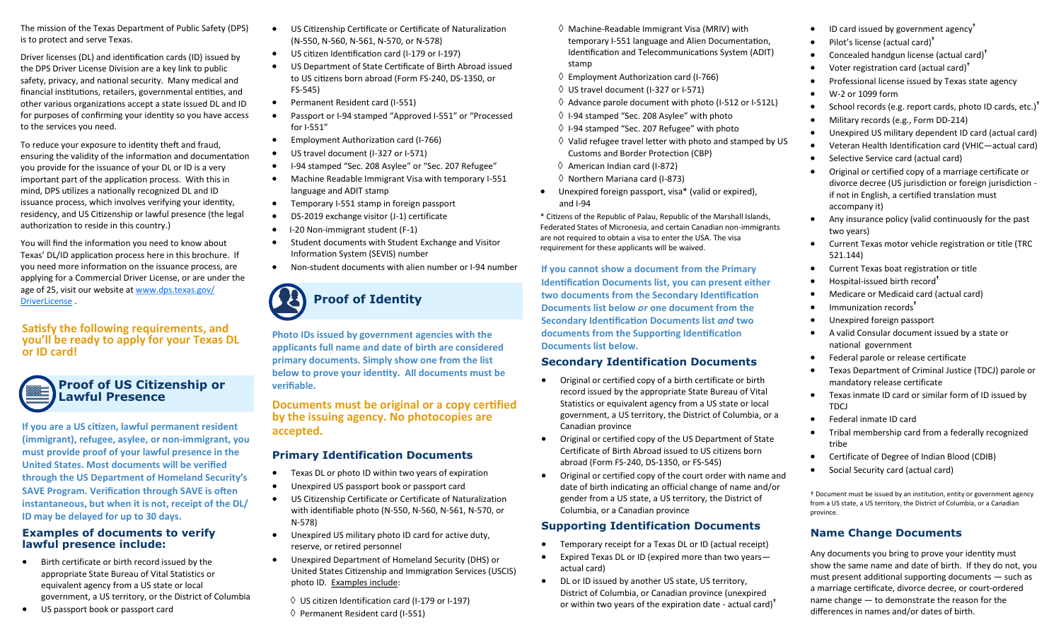The mission of the Texas Department of Public Safety (DPS) is to protect and serve Texas.

Driver licenses (DL) and identification cards (ID) issued by the DPS Driver License Division are a key link to public safety, privacy, and national security. Many medical and financial institutions, retailers, governmental entities, and other various organizations accept a state issued DL and ID for purposes of confirming your identity so you have access to the services you need.

To reduce your exposure to identity theft and fraud, ensuring the validity of the information and documentation you provide for the issuance of your DL or ID is a very important part of the application process. With this in mind, DPS utilizes a nationally recognized DL and ID issuance process, which involves verifying your identity, residency, and US Citizenship or lawful presence (the legal authorization to reside in this country.)

You will find the information you need to know about Texas' DL/ID application process here in this brochure. If you need more information on the issuance process, are applying for a Commercial Driver License, or are under the age of 25, visit our website at www.dps.texas.gov/DriverLicense .

**Satisfy the following requirements, and you'll be ready to apply for your Texas DL or ID card!**

## Proof of US Citizenship or Lawful Presence

**If you are a US citizen, lawful permanent resident (immigrant), refugee, asylee, or non-immigrant, you must provide proof of your lawful presence in the United States. Most documents will be verified through the US Department of Homeland Security's SAVE Program. Verification through SAVE is often instantaneous, but when it is not, receipt of the DL/ID may be delayed for up to 30 days.**

### Examples of documents to verify lawful presence include:

- Birth certificate or birth record issued by the appropriate State Bureau of Vital Statistics or equivalent agency from a US state or local government, a US territory, or the District of Columbia
- US passport book or passport card
- US Citizenship Certificate or Certificate of Naturalization (N-550, N-560, N-561, N-570, or N-578)
- US citizen Identification card (I-179 or I-197)
- US Department of State Certificate of Birth Abroad issued to US citizens born abroad (Form FS-240, DS-1350, or FS-545)
- Permanent Resident card (I-551)
- Passport or I-94 stamped "Approved I-551" or "Processed for I-551"
- Employment Authorization card (I-766)
- US travel document (I-327 or I-571)
- I-94 stamped "Sec. 208 Asylee" or "Sec. 207 Refugee"
- Machine Readable Immigrant Visa with temporary I-551 language and ADIT stamp
- Temporary I-551 stamp in foreign passport
- DS-2019 exchange visitor (J-1) certificate
- I-20 Non-immigrant student (F-1)
- Student documents with Student Exchange and Visitor Information System (SEVIS) number
- Non-student documents with alien number or I-94 number

## Proof of Identity

**Photo IDs issued by government agencies with the applicants full name and date of birth are considered primary documents. Simply show one from the list below to prove your identity. All documents must be verifiable.**

**Documents must be original or a copy certified by the issuing agency. No photocopies are accepted.**

### Primary Identification Documents

- Texas DL or photo ID within two years of expiration
- Unexpired US passport book or passport card
- US Citizenship Certificate or Certificate of Naturalization with identifiable photo (N-550, N-560, N-561, N-570, or N-578)
- Unexpired US military photo ID card for active duty, reserve, or retired personnel
- Unexpired Department of Homeland Security (DHS) or United States Citizenship and Immigration Services (USCIS) photo ID. Examples include:
  - ◊ US citizen Identification card (I-179 or I-197)
  - ◊ Permanent Resident card (I-551)
  - ◊ Machine-Readable Immigrant Visa (MRIV) with temporary I-551 language and Alien Documentation, Identification and Telecommunications System (ADIT) stamp
  - ◊ Employment Authorization card (I-766)
  - ◊ US travel document (I-327 or I-571)
  - ◊ Advance parole document with photo (I-512 or I-512L)
  - ◊ I-94 stamped "Sec. 208 Asylee" with photo
  - ◊ I-94 stamped "Sec. 207 Refugee" with photo
  - ◊ Valid refugee travel letter with photo and stamped by US Customs and Border Protection (CBP)
  - ◊ American Indian card (I-872)
  - ◊ Northern Mariana card (I-873)
- Unexpired foreign passport, visa* (valid or expired), and I-94

\* Citizens of the Republic of Palau, Republic of the Marshall Islands, Federated States of Micronesia, and certain Canadian non-immigrants are not required to obtain a visa to enter the USA. The visa requirement for these applicants will be waived.

**If you cannot show a document from the Primary Identification Documents list, you can present either two documents from the Secondary Identification Documents list below *or* one document from the Secondary Identification Documents list *and* two documents from the Supporting Identification Documents list below.**

### Secondary Identification Documents

- Original or certified copy of a birth certificate or birth record issued by the appropriate State Bureau of Vital Statistics or equivalent agency from a US state or local government, a US territory, the District of Columbia, or a Canadian province
- Original or certified copy of the US Department of State Certificate of Birth Abroad issued to US citizens born abroad (Form FS-240, DS-1350, or FS-545)
- Original or certified copy of the court order with name and date of birth indicating an official change of name and/or gender from a US state, a US territory, the District of Columbia, or a Canadian province

### Supporting Identification Documents

- Temporary receipt for a Texas DL or ID (actual receipt)
- Expired Texas DL or ID (expired more than two years—actual card)
- DL or ID issued by another US state, US territory, District of Columbia, or Canadian province (unexpired or within two years of the expiration date - actual card)†
- ID card issued by government agency†
- Pilot's license (actual card)†
- Concealed handgun license (actual card)†
- Voter registration card (actual card)†
- Professional license issued by Texas state agency
- W-2 or 1099 form
- School records (e.g. report cards, photo ID cards, etc.)†
- Military records (e.g., Form DD-214)
- Unexpired US military dependent ID card (actual card)
- Veteran Health Identification card (VHIC—actual card)
- Selective Service card (actual card)
- Original or certified copy of a marriage certificate or divorce decree (US jurisdiction or foreign jurisdiction - if not in English, a certified translation must accompany it)
- Any insurance policy (valid continuously for the past two years)
- Current Texas motor vehicle registration or title (TRC 521.144)
- Current Texas boat registration or title
- Hospital-issued birth record†
- Medicare or Medicaid card (actual card)
- Immunization records†
- Unexpired foreign passport
- A valid Consular document issued by a state or national government
- Federal parole or release certificate
- Texas Department of Criminal Justice (TDCJ) parole or mandatory release certificate
- Texas inmate ID card or similar form of ID issued by TDCJ
- Federal inmate ID card
- Tribal membership card from a federally recognized tribe
- Certificate of Degree of Indian Blood (CDIB)
- Social Security card (actual card)

† Document must be issued by an institution, entity or government agency from a US state, a US territory, the District of Columbia, or a Canadian province.

### Name Change Documents

Any documents you bring to prove your identity must show the same name and date of birth. If they do not, you must present additional supporting documents — such as a marriage certificate, divorce decree, or court-ordered name change — to demonstrate the reason for the differences in names and/or dates of birth.